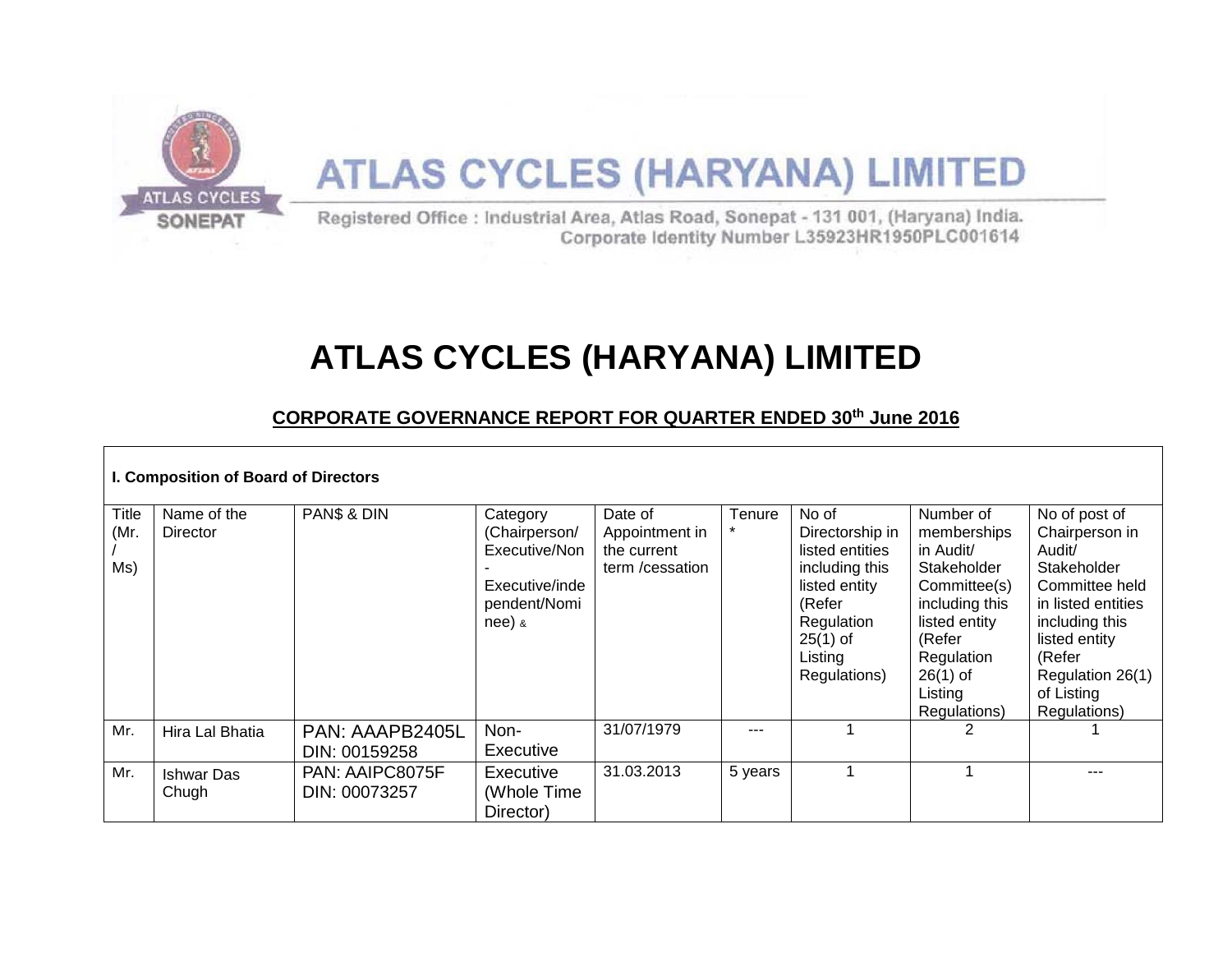ATLAS CYCLES (HARYANA) LIMITED

Registered Office : Industrial Area, Atlas Road, Sonepat - 131 001, (Haryana) India.
Corporate Identity Number L35923HR1950PLC001614

# ATLAS CYCLES (HARYANA) LIMITED

## CORPORATE GOVERNANCE REPORT FOR QUARTER ENDED 30th June 2016

**I. Composition of Board of Directors**

| Title (Mr. / Ms) | Name of the Director | PAN$ & DIN | Category (Chairperson/ Executive/Non - Executive/independent/Nominee) & | Date of Appointment in the current term /cessation | Tenure * | No of Directorship in listed entities including this listed entity (Refer Regulation 25(1) of Listing Regulations) | Number of memberships in Audit/ Stakeholder Committee(s) including this listed entity (Refer Regulation 26(1) of Listing Regulations) | No of post of Chairperson in Audit/ Stakeholder Committee held in listed entities including this listed entity (Refer Regulation 26(1) of Listing Regulations) |
|---|---|---|---|---|---|---|---|---|
| Mr. | Hira Lal Bhatia | PAN: AAAPB2405L DIN: 00159258 | Non-Executive | 31/07/1979 | --- | 1 | 2 | 1 |
| Mr. | Ishwar Das Chugh | PAN: AAIPC8075F DIN: 00073257 | Executive (Whole Time Director) | 31.03.2013 | 5 years | 1 | 1 | --- |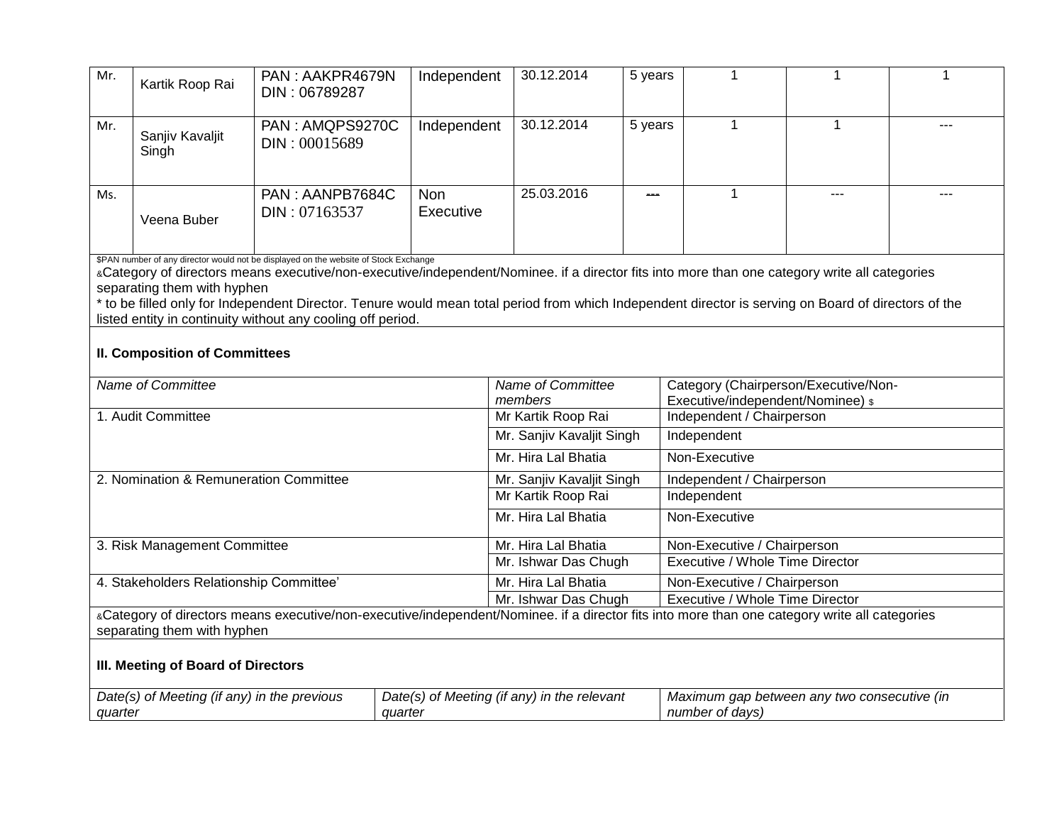| Mr. | Kartik Roop Rai | PAN : AAKPR4679N DIN : 06789287 | Independent | 30.12.2014 | 5 years | 1 | 1 | 1 |
|---|---|---|---|---|---|---|---|---|
| Mr. | Sanjiv Kavaljit Singh | PAN : AMQPS9270C DIN : 00015689 | Independent | 30.12.2014 | 5 years | 1 | 1 | --- |
| Ms. | Veena Buber | PAN : AANPB7684C DIN : 07163537 | Non Executive | 25.03.2016 | --- | 1 | --- | --- |

$PAN number of any director would not be displayed on the website of Stock Exchange

&Category of directors means executive/non-executive/independent/Nominee. if a director fits into more than one category write all categories separating them with hyphen

* to be filled only for Independent Director. Tenure would mean total period from which Independent director is serving on Board of directors of the listed entity in continuity without any cooling off period.

**II. Composition of Committees**

| *Name of Committee* | *Name of Committee members* | Category (Chairperson/Executive/Non-Executive/independent/Nominee) $ |
|---|---|---|
| 1. Audit Committee | Mr Kartik Roop Rai | Independent / Chairperson |
| | Mr. Sanjiv Kavaljit Singh | Independent |
| | Mr. Hira Lal Bhatia | Non-Executive |
| 2. Nomination & Remuneration Committee | Mr. Sanjiv Kavaljit Singh | Independent / Chairperson |
| | Mr Kartik Roop Rai | Independent |
| | Mr. Hira Lal Bhatia | Non-Executive |
| 3. Risk Management Committee | Mr. Hira Lal Bhatia | Non-Executive / Chairperson |
| | Mr. Ishwar Das Chugh | Executive / Whole Time Director |
| 4. Stakeholders Relationship Committee' | Mr. Hira Lal Bhatia | Non-Executive / Chairperson |
| | Mr. Ishwar Das Chugh | Executive / Whole Time Director |

&Category of directors means executive/non-executive/independent/Nominee. if a director fits into more than one category write all categories separating them with hyphen

**III. Meeting of Board of Directors**

| *Date(s) of Meeting (if any) in the previous quarter* | *Date(s) of Meeting (if any) in the relevant quarter* | *Maximum gap between any two consecutive (in number of days)* |
|---|---|---|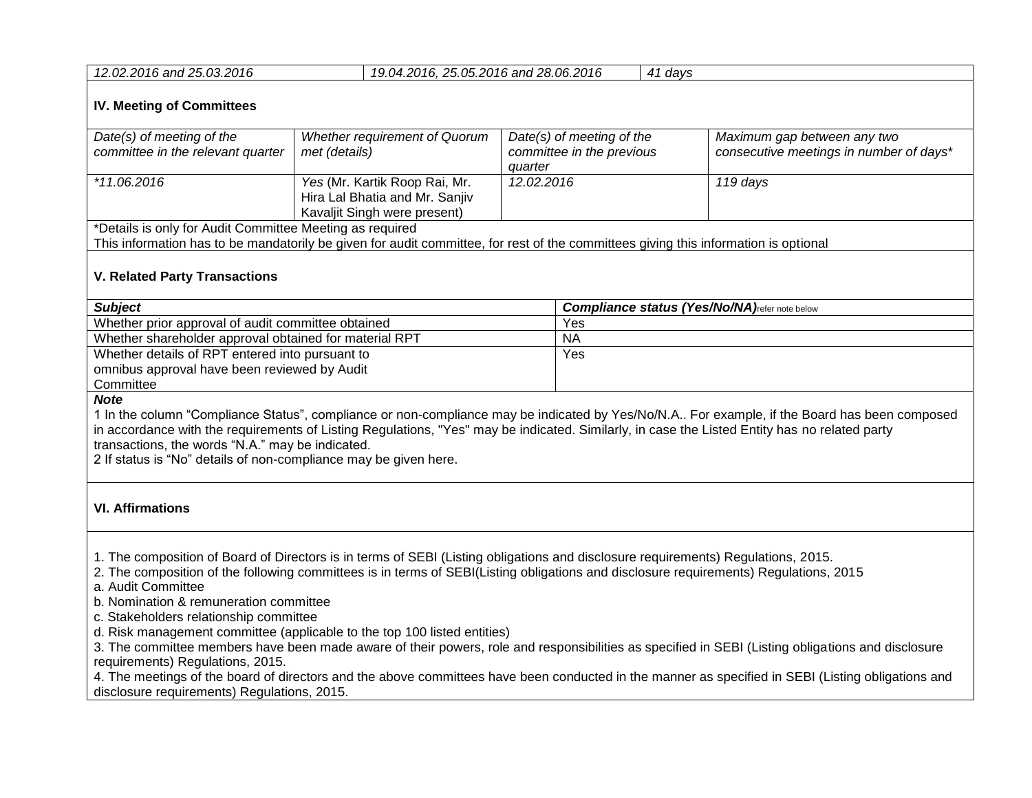| *12.02.2016 and 25.03.2016* | *19.04.2016, 25.05.2016 and 28.06.2016* | *41 days* |
|---|---|---|

**IV. Meeting of Committees**

| *Date(s) of meeting of the committee in the relevant quarter* | *Whether requirement of Quorum met (details)* | *Date(s) of meeting of the committee in the previous quarter* | *Maximum gap between any two consecutive meetings in number of days** |
|---|---|---|---|
| **11.06.2016* | *Yes* (Mr. Kartik Roop Rai, Mr. Hira Lal Bhatia and Mr. Sanjiv Kavaljit Singh were present) | *12.02.2016* | *119 days* |

*Details is only for Audit Committee Meeting as required
This information has to be mandatorily be given for audit committee, for rest of the committees giving this information is optional

**V. Related Party Transactions**

| ***Subject*** | ***Compliance status (Yes/No/NA)****refer note below* |
|---|---|
| Whether prior approval of audit committee obtained | Yes |
| Whether shareholder approval obtained for material RPT | NA |
| Whether details of RPT entered into pursuant to omnibus approval have been reviewed by Audit Committee | Yes |

***Note***

1 In the column "Compliance Status", compliance or non-compliance may be indicated by Yes/No/N.A.. For example, if the Board has been composed in accordance with the requirements of Listing Regulations, "Yes" may be indicated. Similarly, in case the Listed Entity has no related party transactions, the words "N.A." may be indicated.
2 If status is "No" details of non-compliance may be given here.

**VI. Affirmations**

1. The composition of Board of Directors is in terms of SEBI (Listing obligations and disclosure requirements) Regulations, 2015.
2. The composition of the following committees is in terms of SEBI(Listing obligations and disclosure requirements) Regulations, 2015
a. Audit Committee
b. Nomination & remuneration committee
c. Stakeholders relationship committee
d. Risk management committee (applicable to the top 100 listed entities)
3. The committee members have been made aware of their powers, role and responsibilities as specified in SEBI (Listing obligations and disclosure requirements) Regulations, 2015.
4. The meetings of the board of directors and the above committees have been conducted in the manner as specified in SEBI (Listing obligations and disclosure requirements) Regulations, 2015.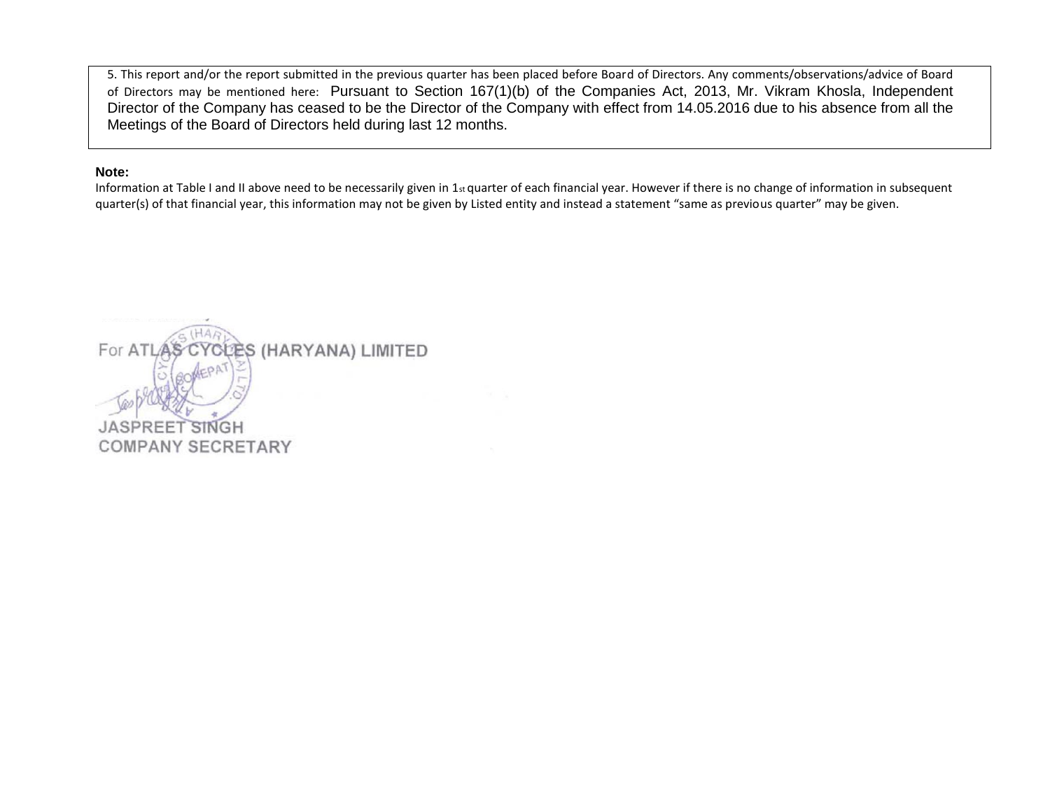5. This report and/or the report submitted in the previous quarter has been placed before Board of Directors. Any comments/observations/advice of Board of Directors may be mentioned here: Pursuant to Section 167(1)(b) of the Companies Act, 2013, Mr. Vikram Khosla, Independent Director of the Company has ceased to be the Director of the Company with effect from 14.05.2016 due to his absence from all the Meetings of the Board of Directors held during last 12 months.

**Note:**

Information at Table I and II above need to be necessarily given in 1st quarter of each financial year. However if there is no change of information in subsequent quarter(s) of that financial year, this information may not be given by Listed entity and instead a statement "same as previous quarter" may be given.

For ATLAS CYCLES (HARYANA) LIMITED

JASPREET SINGH
COMPANY SECRETARY